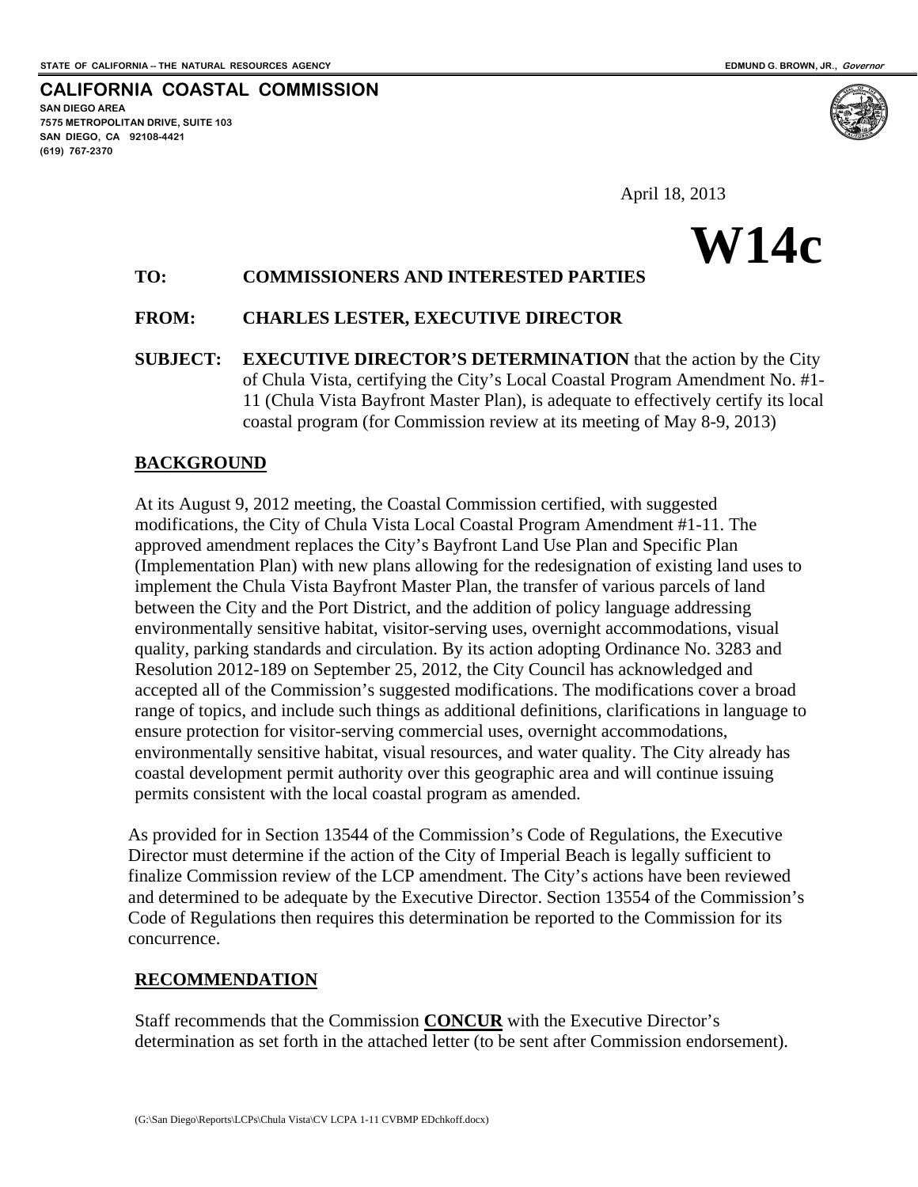STATE OF CALIFORNIA -- THE NATURAL RESOURCES AGENCY

EDMUND G. BROWN, JR., *Governor*

# CALIFORNIA COASTAL COMMISSION

**SAN DIEGO AREA**
**7575 METROPOLITAN DRIVE, SUITE 103**
**SAN DIEGO, CA 92108-4421**
**(619) 767-2370**

April 18, 2013

# W14c

**TO:** **COMMISSIONERS AND INTERESTED PARTIES**

**FROM:** **CHARLES LESTER, EXECUTIVE DIRECTOR**

**SUBJECT:** **EXECUTIVE DIRECTOR'S DETERMINATION** that the action by the City of Chula Vista, certifying the City's Local Coastal Program Amendment No. #1-11 (Chula Vista Bayfront Master Plan), is adequate to effectively certify its local coastal program (for Commission review at its meeting of May 8-9, 2013)

## BACKGROUND

At its August 9, 2012 meeting, the Coastal Commission certified, with suggested modifications, the City of Chula Vista Local Coastal Program Amendment #1-11. The approved amendment replaces the City's Bayfront Land Use Plan and Specific Plan (Implementation Plan) with new plans allowing for the redesignation of existing land uses to implement the Chula Vista Bayfront Master Plan, the transfer of various parcels of land between the City and the Port District, and the addition of policy language addressing environmentally sensitive habitat, visitor-serving uses, overnight accommodations, visual quality, parking standards and circulation. By its action adopting Ordinance No. 3283 and Resolution 2012-189 on September 25, 2012, the City Council has acknowledged and accepted all of the Commission's suggested modifications. The modifications cover a broad range of topics, and include such things as additional definitions, clarifications in language to ensure protection for visitor-serving commercial uses, overnight accommodations, environmentally sensitive habitat, visual resources, and water quality. The City already has coastal development permit authority over this geographic area and will continue issuing permits consistent with the local coastal program as amended.

As provided for in Section 13544 of the Commission's Code of Regulations, the Executive Director must determine if the action of the City of Imperial Beach is legally sufficient to finalize Commission review of the LCP amendment. The City's actions have been reviewed and determined to be adequate by the Executive Director. Section 13554 of the Commission's Code of Regulations then requires this determination be reported to the Commission for its concurrence.

## RECOMMENDATION

Staff recommends that the Commission **CONCUR** with the Executive Director's determination as set forth in the attached letter (to be sent after Commission endorsement).

(G:\San Diego\Reports\LCPs\Chula Vista\CV LCPA 1-11 CVBMP EDchkoff.docx)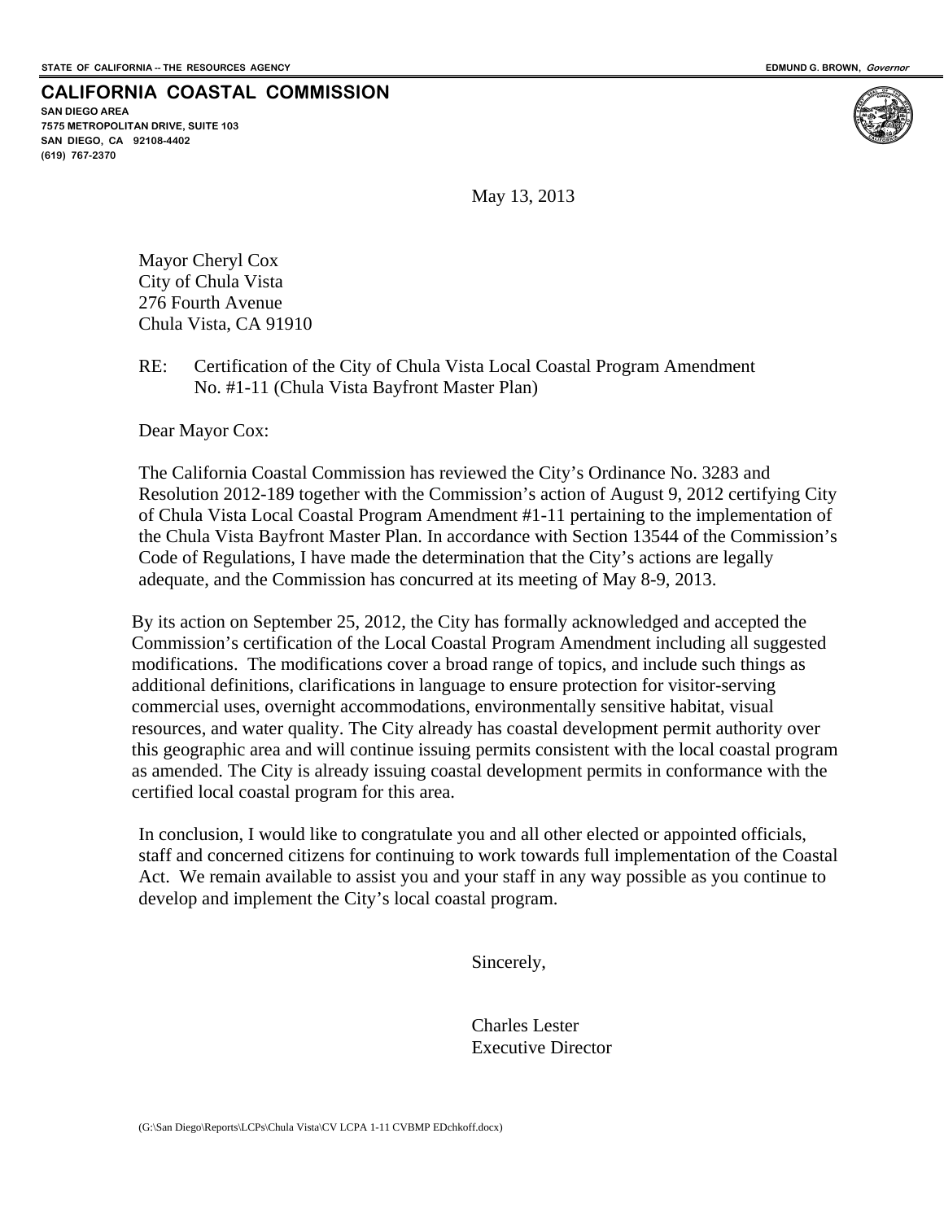STATE OF CALIFORNIA -- THE RESOURCES AGENCY EDMUND G. BROWN, *Governor*

**CALIFORNIA COASTAL COMMISSION**

**SAN DIEGO AREA**
**7575 METROPOLITAN DRIVE, SUITE 103**
**SAN DIEGO, CA 92108-4402**
**(619) 767-2370**

May 13, 2013

Mayor Cheryl Cox
City of Chula Vista
276 Fourth Avenue
Chula Vista, CA 91910

RE: Certification of the City of Chula Vista Local Coastal Program Amendment No. #1-11 (Chula Vista Bayfront Master Plan)

Dear Mayor Cox:

The California Coastal Commission has reviewed the City's Ordinance No. 3283 and Resolution 2012-189 together with the Commission's action of August 9, 2012 certifying City of Chula Vista Local Coastal Program Amendment #1-11 pertaining to the implementation of the Chula Vista Bayfront Master Plan. In accordance with Section 13544 of the Commission's Code of Regulations, I have made the determination that the City's actions are legally adequate, and the Commission has concurred at its meeting of May 8-9, 2013.

By its action on September 25, 2012, the City has formally acknowledged and accepted the Commission's certification of the Local Coastal Program Amendment including all suggested modifications. The modifications cover a broad range of topics, and include such things as additional definitions, clarifications in language to ensure protection for visitor-serving commercial uses, overnight accommodations, environmentally sensitive habitat, visual resources, and water quality. The City already has coastal development permit authority over this geographic area and will continue issuing permits consistent with the local coastal program as amended. The City is already issuing coastal development permits in conformance with the certified local coastal program for this area.

In conclusion, I would like to congratulate you and all other elected or appointed officials, staff and concerned citizens for continuing to work towards full implementation of the Coastal Act. We remain available to assist you and your staff in any way possible as you continue to develop and implement the City's local coastal program.

Sincerely,

Charles Lester
Executive Director

(G:\San Diego\Reports\LCPs\Chula Vista\CV LCPA 1-11 CVBMP EDchkoff.docx)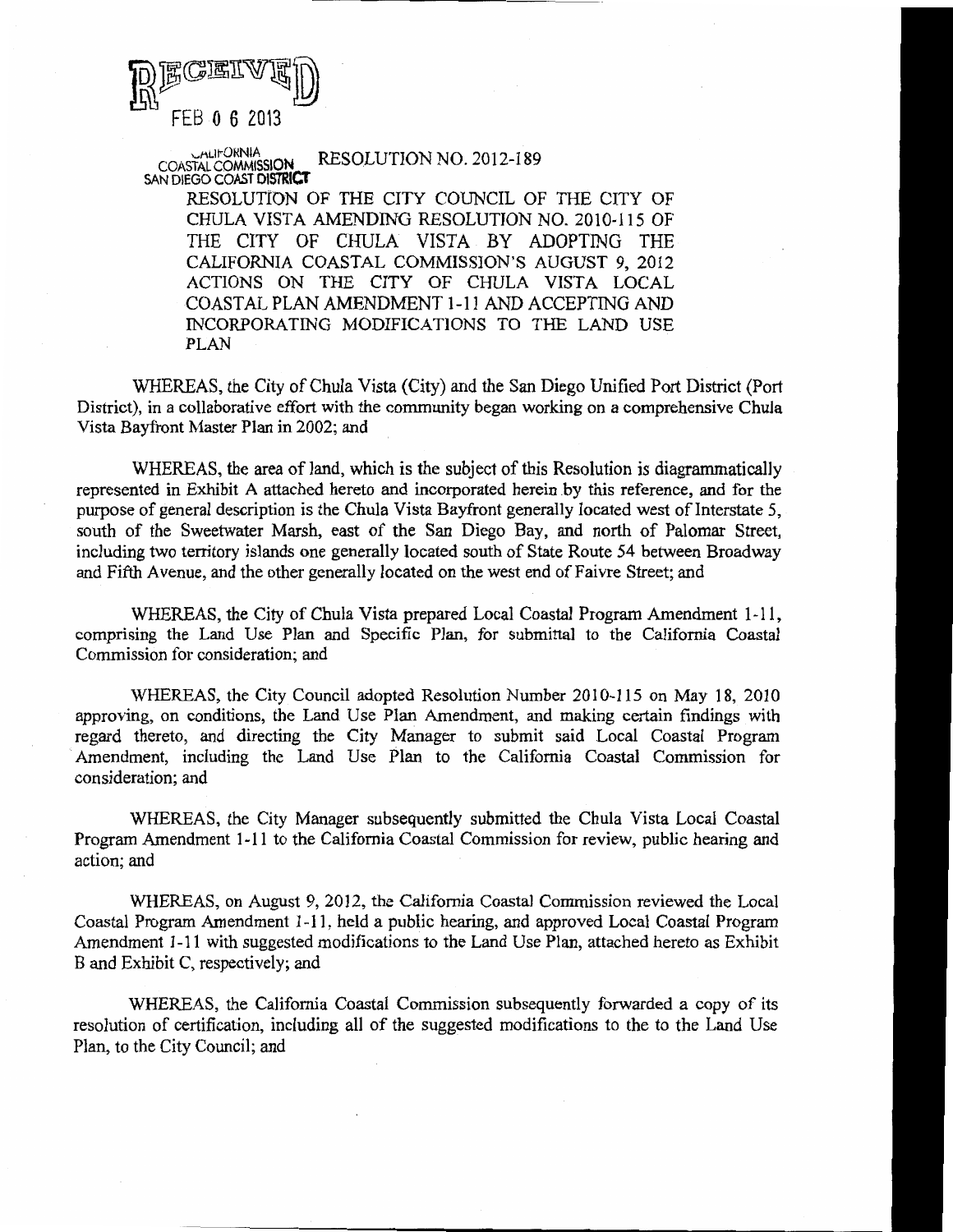RECEIVED

FEB 0 6 2013

CALIFORNIA COASTAL COMMISSION SAN DIEGO COAST DISTRICT

RESOLUTION NO. 2012-189

RESOLUTION OF THE CITY COUNCIL OF THE CITY OF CHULA VISTA AMENDING RESOLUTION NO. 2010-115 OF THE CITY OF CHULA VISTA BY ADOPTING THE CALIFORNIA COASTAL COMMISSION'S AUGUST 9, 2012 ACTIONS ON THE CITY OF CHULA VISTA LOCAL COASTAL PLAN AMENDMENT 1-11 AND ACCEPTING AND INCORPORATING MODIFICATIONS TO THE LAND USE PLAN

WHEREAS, the City of Chula Vista (City) and the San Diego Unified Port District (Port District), in a collaborative effort with the community began working on a comprehensive Chula Vista Bayfront Master Plan in 2002; and

WHEREAS, the area of land, which is the subject of this Resolution is diagrammatically represented in Exhibit A attached hereto and incorporated herein by this reference, and for the purpose of general description is the Chula Vista Bayfront generally located west of Interstate 5, south of the Sweetwater Marsh, east of the San Diego Bay, and north of Palomar Street, including two territory islands one generally located south of State Route 54 between Broadway and Fifth Avenue, and the other generally located on the west end of Faivre Street; and

WHEREAS, the City of Chula Vista prepared Local Coastal Program Amendment 1-11, comprising the Land Use Plan and Specific Plan, for submittal to the California Coastal Commission for consideration; and

WHEREAS, the City Council adopted Resolution Number 2010-115 on May 18, 2010 approving, on conditions, the Land Use Plan Amendment, and making certain findings with regard thereto, and directing the City Manager to submit said Local Coastal Program Amendment, including the Land Use Plan to the California Coastal Commission for consideration; and

WHEREAS, the City Manager subsequently submitted the Chula Vista Local Coastal Program Amendment 1-11 to the California Coastal Commission for review, public hearing and action; and

WHEREAS, on August 9, 2012, the California Coastal Commission reviewed the Local Coastal Program Amendment 1-11, held a public hearing, and approved Local Coastal Program Amendment 1-11 with suggested modifications to the Land Use Plan, attached hereto as Exhibit B and Exhibit C, respectively; and

WHEREAS, the California Coastal Commission subsequently forwarded a copy of its resolution of certification, including all of the suggested modifications to the to the Land Use Plan, to the City Council; and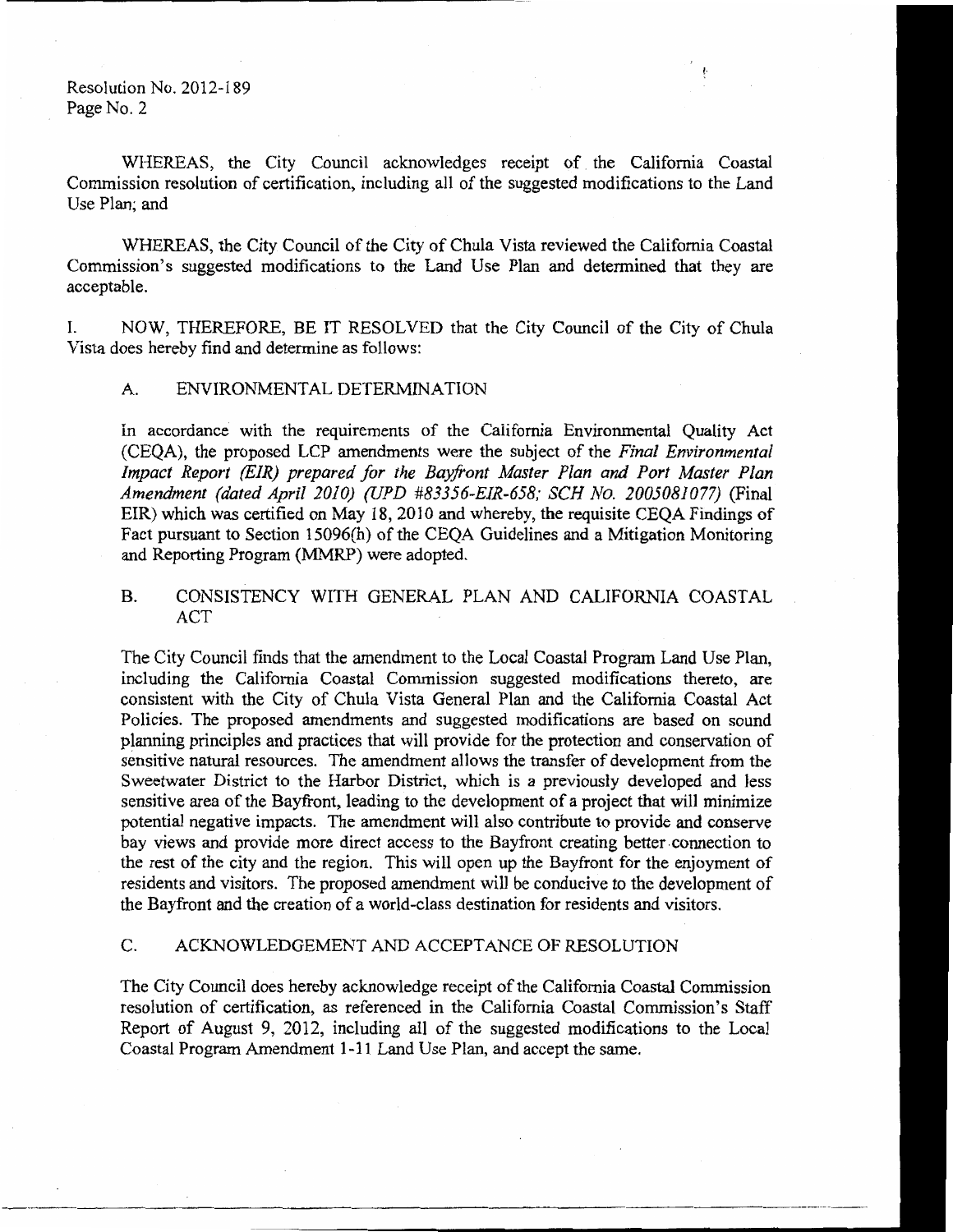WHEREAS, the City Council acknowledges receipt of the California Coastal Commission resolution of certification, including all of the suggested modifications to the Land Use Plan; and

WHEREAS, the City Council of the City of Chula Vista reviewed the California Coastal Commission's suggested modifications to the Land Use Plan and determined that they are acceptable.

I. NOW, THEREFORE, BE IT RESOLVED that the City Council of the City of Chula Vista does hereby find and determine as follows:

A. ENVIRONMENTAL DETERMINATION

In accordance with the requirements of the California Environmental Quality Act (CEQA), the proposed LCP amendments were the subject of the *Final Environmental Impact Report (EIR) prepared for the Bayfront Master Plan and Port Master Plan Amendment (dated April 2010) (UPD #83356-EIR-658; SCH No. 2005081077)* (Final EIR) which was certified on May 18, 2010 and whereby, the requisite CEQA Findings of Fact pursuant to Section 15096(h) of the CEQA Guidelines and a Mitigation Monitoring and Reporting Program (MMRP) were adopted.

B. CONSISTENCY WITH GENERAL PLAN AND CALIFORNIA COASTAL ACT

The City Council finds that the amendment to the Local Coastal Program Land Use Plan, including the California Coastal Commission suggested modifications thereto, are consistent with the City of Chula Vista General Plan and the California Coastal Act Policies. The proposed amendments and suggested modifications are based on sound planning principles and practices that will provide for the protection and conservation of sensitive natural resources. The amendment allows the transfer of development from the Sweetwater District to the Harbor District, which is a previously developed and less sensitive area of the Bayfront, leading to the development of a project that will minimize potential negative impacts. The amendment will also contribute to provide and conserve bay views and provide more direct access to the Bayfront creating better connection to the rest of the city and the region. This will open up the Bayfront for the enjoyment of residents and visitors. The proposed amendment will be conducive to the development of the Bayfront and the creation of a world-class destination for residents and visitors.

C. ACKNOWLEDGEMENT AND ACCEPTANCE OF RESOLUTION

The City Council does hereby acknowledge receipt of the California Coastal Commission resolution of certification, as referenced in the California Coastal Commission's Staff Report of August 9, 2012, including all of the suggested modifications to the Local Coastal Program Amendment 1-11 Land Use Plan, and accept the same.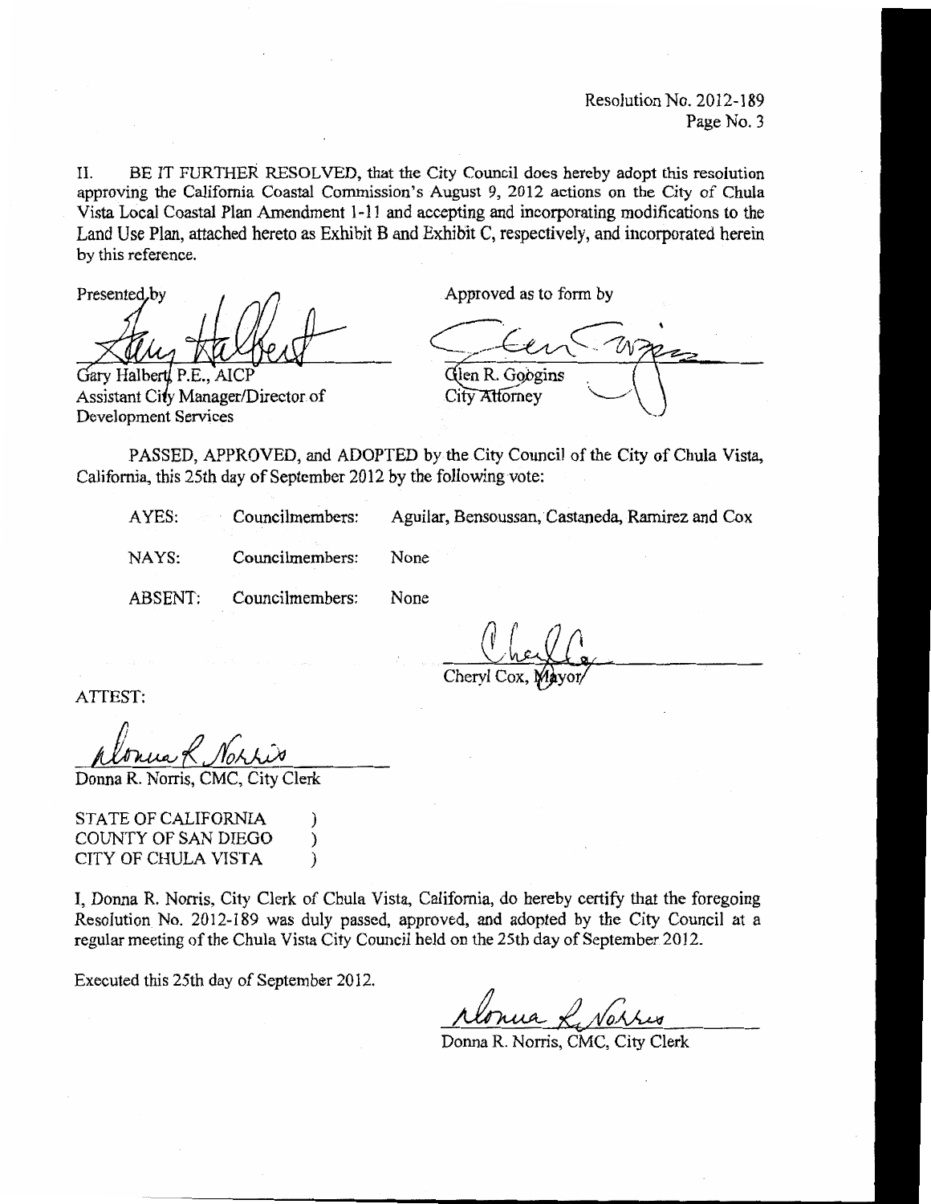Resolution No. 2012-189
Page No. 3

II. BE IT FURTHER RESOLVED, that the City Council does hereby adopt this resolution approving the California Coastal Commission's August 9, 2012 actions on the City of Chula Vista Local Coastal Plan Amendment 1-11 and accepting and incorporating modifications to the Land Use Plan, attached hereto as Exhibit B and Exhibit C, respectively, and incorporated herein by this reference.

Presented by

Gary Halbert, P.E., AICP
Assistant City Manager/Director of Development Services

Approved as to form by

Glen R. Googins
City Attorney

PASSED, APPROVED, and ADOPTED by the City Council of the City of Chula Vista, California, this 25th day of September 2012 by the following vote:

| | | |
|---|---|---|
| AYES: | Councilmembers: | Aguilar, Bensoussan, Castaneda, Ramirez and Cox |
| NAYS: | Councilmembers: | None |
| ABSENT: | Councilmembers: | None |

Cheryl Cox, Mayor

ATTEST:

Donna R. Norris, CMC, City Clerk

STATE OF CALIFORNIA )
COUNTY OF SAN DIEGO )
CITY OF CHULA VISTA )

I, Donna R. Norris, City Clerk of Chula Vista, California, do hereby certify that the foregoing Resolution No. 2012-189 was duly passed, approved, and adopted by the City Council at a regular meeting of the Chula Vista City Council held on the 25th day of September 2012.

Executed this 25th day of September 2012.

Donna R. Norris, CMC, City Clerk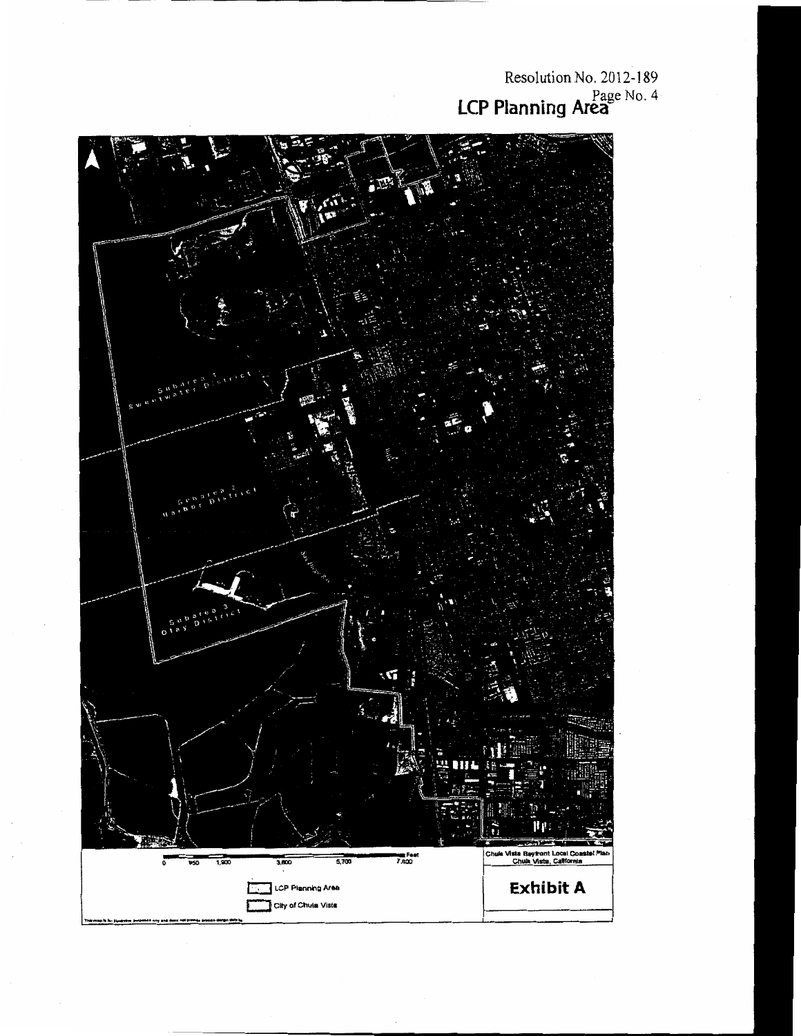Resolution No. 2012-189
Page No. 4

# LCP Planning Area

Subarea 1
Sweetwater District

Subarea 2
Harbor District

Subarea 3
Otay District

0 950 1,900 3,800 5,700 7,600 Feet

LCP Planning Area

City of Chula Vista

Chula Vista Bayfront Local Coastal Plan
Chula Vista, California

**Exhibit A**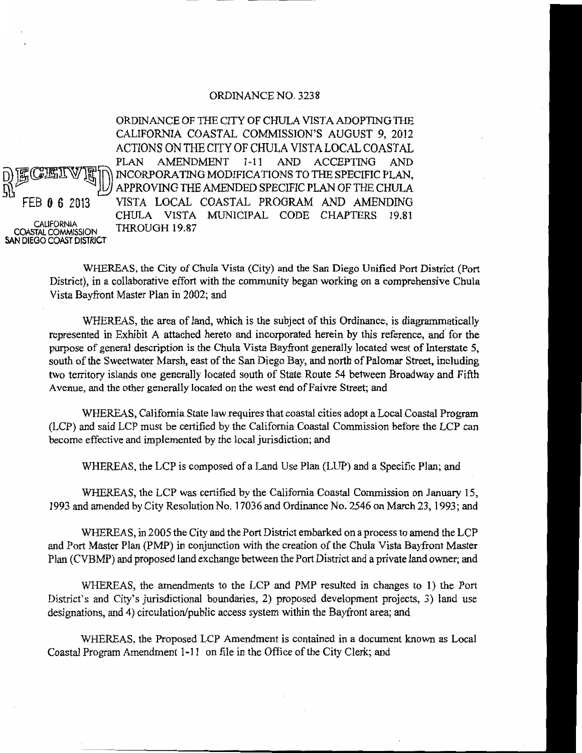ORDINANCE NO. 3238

ORDINANCE OF THE CITY OF CHULA VISTA ADOPTING THE CALIFORNIA COASTAL COMMISSION'S AUGUST 9, 2012 ACTIONS ON THE CITY OF CHULA VISTA LOCAL COASTAL PLAN AMENDMENT 1-11 AND ACCEPTING AND INCORPORATING MODIFICATIONS TO THE SPECIFIC PLAN, APPROVING THE AMENDED SPECIFIC PLAN OF THE CHULA VISTA LOCAL COASTAL PROGRAM AND AMENDING CHULA VISTA MUNICIPAL CODE CHAPTERS 19.81 THROUGH 19.87

RECEIVED
FEB 06 2013
CALIFORNIA COASTAL COMMISSION
SAN DIEGO COAST DISTRICT

WHEREAS, the City of Chula Vista (City) and the San Diego Unified Port District (Port District), in a collaborative effort with the community began working on a comprehensive Chula Vista Bayfront Master Plan in 2002; and

WHEREAS, the area of land, which is the subject of this Ordinance, is diagrammatically represented in Exhibit A attached hereto and incorporated herein by this reference, and for the purpose of general description is the Chula Vista Bayfront generally located west of Interstate 5, south of the Sweetwater Marsh, east of the San Diego Bay, and north of Palomar Street, including two territory islands one generally located south of State Route 54 between Broadway and Fifth Avenue, and the other generally located on the west end of Faivre Street; and

WHEREAS, California State law requires that coastal cities adopt a Local Coastal Program (LCP) and said LCP must be certified by the California Coastal Commission before the LCP can become effective and implemented by the local jurisdiction; and

WHEREAS, the LCP is composed of a Land Use Plan (LUP) and a Specific Plan; and

WHEREAS, the LCP was certified by the California Coastal Commission on January 15, 1993 and amended by City Resolution No. 17036 and Ordinance No. 2546 on March 23, 1993; and

WHEREAS, in 2005 the City and the Port District embarked on a process to amend the LCP and Port Master Plan (PMP) in conjunction with the creation of the Chula Vista Bayfront Master Plan (CVBMP) and proposed land exchange between the Port District and a private land owner; and

WHEREAS, the amendments to the LCP and PMP resulted in changes to 1) the Port District's and City's jurisdictional boundaries, 2) proposed development projects, 3) land use designations, and 4) circulation/public access system within the Bayfront area; and

WHEREAS, the Proposed LCP Amendment is contained in a document known as Local Coastal Program Amendment 1-11 on file in the Office of the City Clerk; and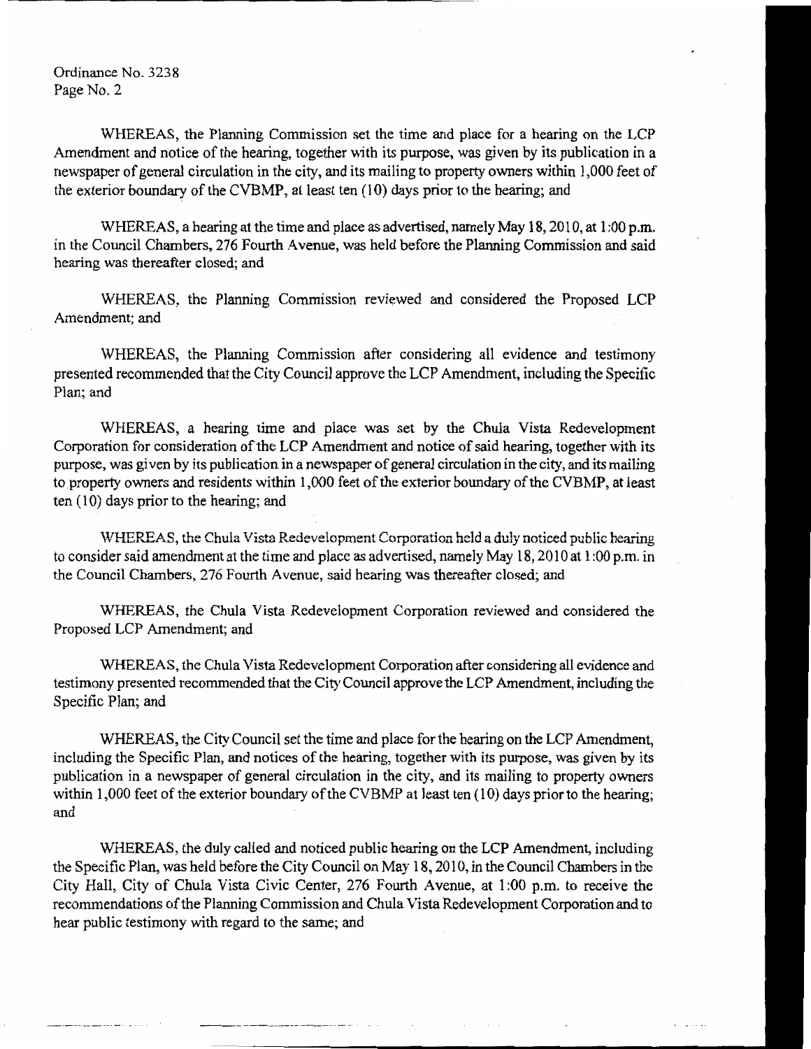WHEREAS, the Planning Commission set the time and place for a hearing on the LCP Amendment and notice of the hearing, together with its purpose, was given by its publication in a newspaper of general circulation in the city, and its mailing to property owners within 1,000 feet of the exterior boundary of the CVBMP, at least ten (10) days prior to the hearing; and

WHEREAS, a hearing at the time and place as advertised, namely May 18, 2010, at 1:00 p.m. in the Council Chambers, 276 Fourth Avenue, was held before the Planning Commission and said hearing was thereafter closed; and

WHEREAS, the Planning Commission reviewed and considered the Proposed LCP Amendment; and

WHEREAS, the Planning Commission after considering all evidence and testimony presented recommended that the City Council approve the LCP Amendment, including the Specific Plan; and

WHEREAS, a hearing time and place was set by the Chula Vista Redevelopment Corporation for consideration of the LCP Amendment and notice of said hearing, together with its purpose, was given by its publication in a newspaper of general circulation in the city, and its mailing to property owners and residents within 1,000 feet of the exterior boundary of the CVBMP, at least ten (10) days prior to the hearing; and

WHEREAS, the Chula Vista Redevelopment Corporation held a duly noticed public hearing to consider said amendment at the time and place as advertised, namely May 18, 2010 at 1:00 p.m. in the Council Chambers, 276 Fourth Avenue, said hearing was thereafter closed; and

WHEREAS, the Chula Vista Redevelopment Corporation reviewed and considered the Proposed LCP Amendment; and

WHEREAS, the Chula Vista Redevelopment Corporation after considering all evidence and testimony presented recommended that the City Council approve the LCP Amendment, including the Specific Plan; and

WHEREAS, the City Council set the time and place for the hearing on the LCP Amendment, including the Specific Plan, and notices of the hearing, together with its purpose, was given by its publication in a newspaper of general circulation in the city, and its mailing to property owners within 1,000 feet of the exterior boundary of the CVBMP at least ten (10) days prior to the hearing; and

WHEREAS, the duly called and noticed public hearing on the LCP Amendment, including the Specific Plan, was held before the City Council on May 18, 2010, in the Council Chambers in the City Hall, City of Chula Vista Civic Center, 276 Fourth Avenue, at 1:00 p.m. to receive the recommendations of the Planning Commission and Chula Vista Redevelopment Corporation and to hear public testimony with regard to the same; and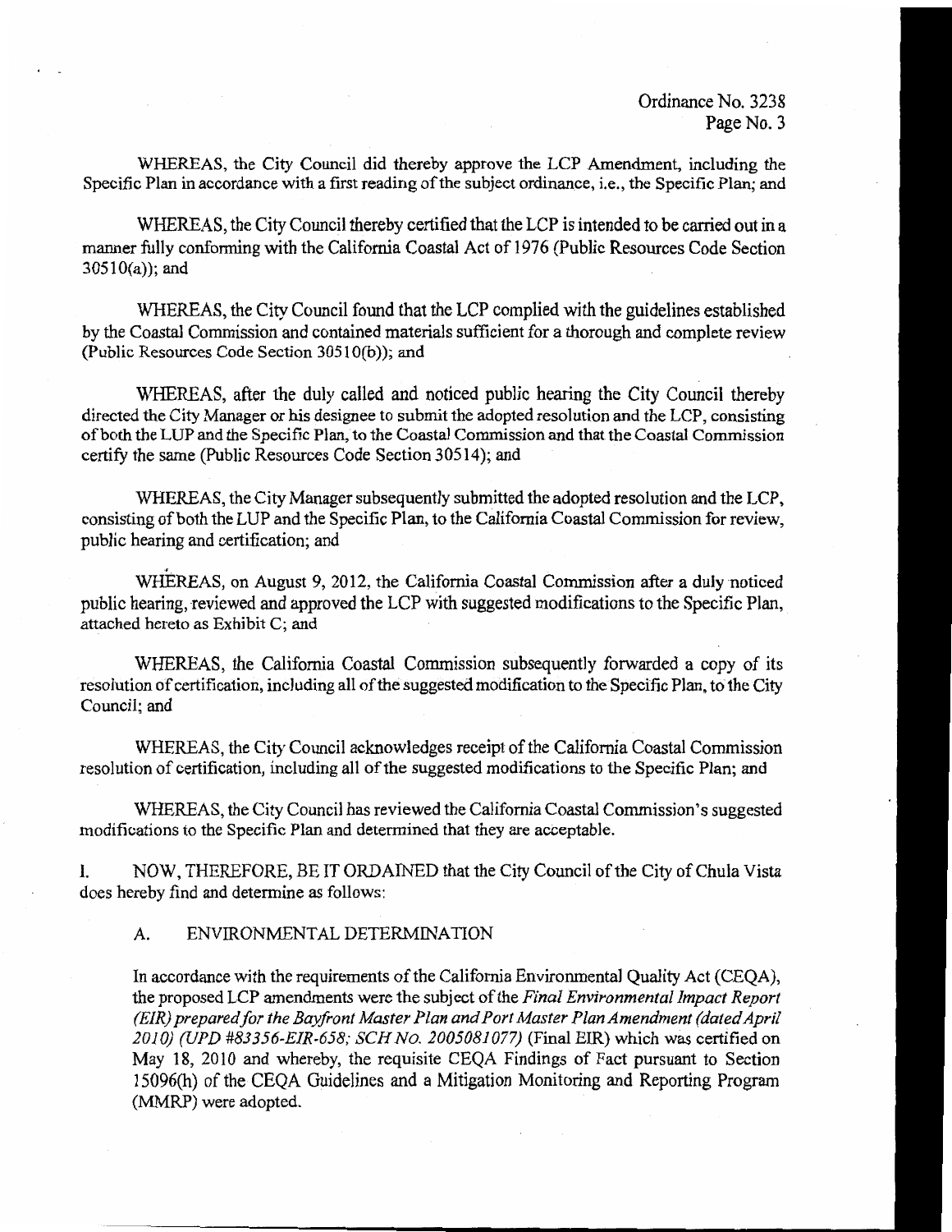WHEREAS, the City Council did thereby approve the LCP Amendment, including the Specific Plan in accordance with a first reading of the subject ordinance, i.e., the Specific Plan; and

WHEREAS, the City Council thereby certified that the LCP is intended to be carried out in a manner fully conforming with the California Coastal Act of 1976 (Public Resources Code Section 30510(a)); and

WHEREAS, the City Council found that the LCP complied with the guidelines established by the Coastal Commission and contained materials sufficient for a thorough and complete review (Public Resources Code Section 30510(b)); and

WHEREAS, after the duly called and noticed public hearing the City Council thereby directed the City Manager or his designee to submit the adopted resolution and the LCP, consisting of both the LUP and the Specific Plan, to the Coastal Commission and that the Coastal Commission certify the same (Public Resources Code Section 30514); and

WHEREAS, the City Manager subsequently submitted the adopted resolution and the LCP, consisting of both the LUP and the Specific Plan, to the California Coastal Commission for review, public hearing and certification; and

WHEREAS, on August 9, 2012, the California Coastal Commission after a duly noticed public hearing, reviewed and approved the LCP with suggested modifications to the Specific Plan, attached hereto as Exhibit C; and

WHEREAS, the California Coastal Commission subsequently forwarded a copy of its resolution of certification, including all of the suggested modification to the Specific Plan, to the City Council; and

WHEREAS, the City Council acknowledges receipt of the California Coastal Commission resolution of certification, including all of the suggested modifications to the Specific Plan; and

WHEREAS, the City Council has reviewed the California Coastal Commission's suggested modifications to the Specific Plan and determined that they are acceptable.

I. NOW, THEREFORE, BE IT ORDAINED that the City Council of the City of Chula Vista does hereby find and determine as follows:

A. ENVIRONMENTAL DETERMINATION

In accordance with the requirements of the California Environmental Quality Act (CEQA), the proposed LCP amendments were the subject of the *Final Environmental Impact Report (EIR) prepared for the Bayfront Master Plan and Port Master Plan Amendment (dated April 2010) (UPD #83356-EIR-658; SCH No. 2005081077)* (Final EIR) which was certified on May 18, 2010 and whereby, the requisite CEQA Findings of Fact pursuant to Section 15096(h) of the CEQA Guidelines and a Mitigation Monitoring and Reporting Program (MMRP) were adopted.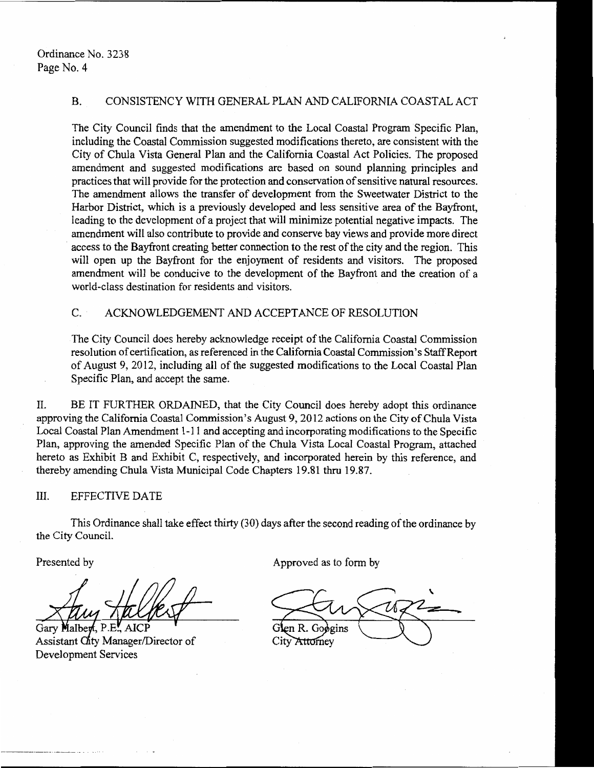### B. CONSISTENCY WITH GENERAL PLAN AND CALIFORNIA COASTAL ACT

The City Council finds that the amendment to the Local Coastal Program Specific Plan, including the Coastal Commission suggested modifications thereto, are consistent with the City of Chula Vista General Plan and the California Coastal Act Policies. The proposed amendment and suggested modifications are based on sound planning principles and practices that will provide for the protection and conservation of sensitive natural resources. The amendment allows the transfer of development from the Sweetwater District to the Harbor District, which is a previously developed and less sensitive area of the Bayfront, leading to the development of a project that will minimize potential negative impacts. The amendment will also contribute to provide and conserve bay views and provide more direct access to the Bayfront creating better connection to the rest of the city and the region. This will open up the Bayfront for the enjoyment of residents and visitors. The proposed amendment will be conducive to the development of the Bayfront and the creation of a world-class destination for residents and visitors.

### C. ACKNOWLEDGEMENT AND ACCEPTANCE OF RESOLUTION

The City Council does hereby acknowledge receipt of the California Coastal Commission resolution of certification, as referenced in the California Coastal Commission's Staff Report of August 9, 2012, including all of the suggested modifications to the Local Coastal Plan Specific Plan, and accept the same.

II. BE IT FURTHER ORDAINED, that the City Council does hereby adopt this ordinance approving the California Coastal Commission's August 9, 2012 actions on the City of Chula Vista Local Coastal Plan Amendment 1-11 and accepting and incorporating modifications to the Specific Plan, approving the amended Specific Plan of the Chula Vista Local Coastal Program, attached hereto as Exhibit B and Exhibit C, respectively, and incorporated herein by this reference, and thereby amending Chula Vista Municipal Code Chapters 19.81 thru 19.87.

## III. EFFECTIVE DATE

This Ordinance shall take effect thirty (30) days after the second reading of the ordinance by the City Council.

Presented by

Gary Halbert, P.E., AICP
Assistant City Manager/Director of Development Services

Approved as to form by

Glen R. Googins
City Attorney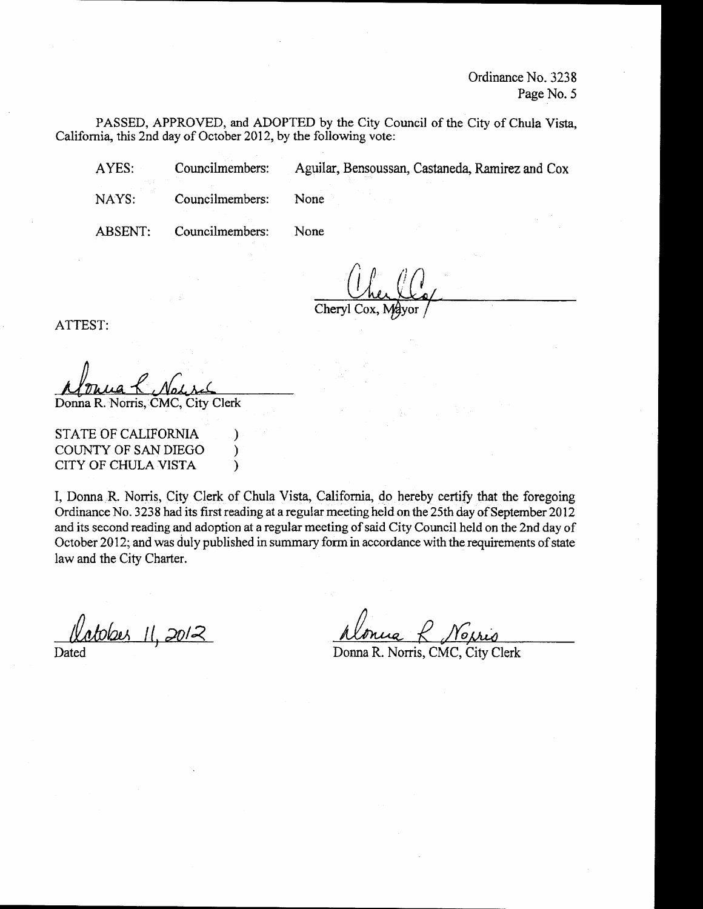PASSED, APPROVED, and ADOPTED by the City Council of the City of Chula Vista, California, this 2nd day of October 2012, by the following vote:

| | | |
|---|---|---|
| AYES: | Councilmembers: | Aguilar, Bensoussan, Castaneda, Ramirez and Cox |
| NAYS: | Councilmembers: | None |
| ABSENT: | Councilmembers: | None |

Cheryl Cox, Mayor

ATTEST:

Donna R. Norris, CMC, City Clerk

STATE OF CALIFORNIA )
COUNTY OF SAN DIEGO )
CITY OF CHULA VISTA )

I, Donna R. Norris, City Clerk of Chula Vista, California, do hereby certify that the foregoing Ordinance No. 3238 had its first reading at a regular meeting held on the 25th day of September 2012 and its second reading and adoption at a regular meeting of said City Council held on the 2nd day of October 2012; and was duly published in summary form in accordance with the requirements of state law and the City Charter.

October 11, 2012
Dated

Donna R. Norris, CMC, City Clerk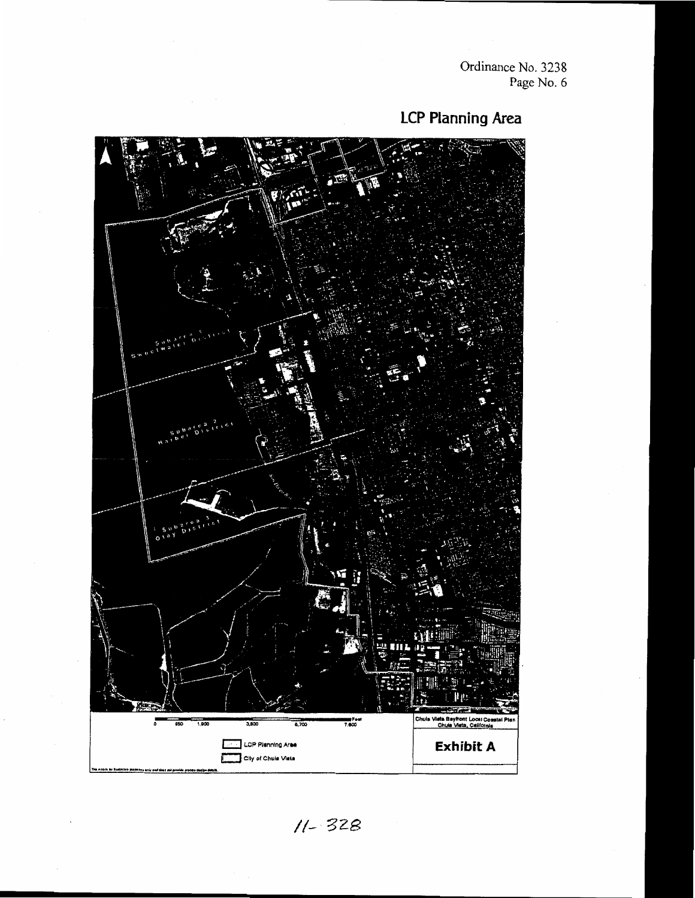Ordinance No. 3238
Page No. 6

## LCP Planning Area

Subarea 1
Sweetwater District

Subarea 2
Harbor District

Subarea 3
Otay District

0 950 1,900 3,800 5,700 7,600
Feet

LCP Planning Area

City of Chula Vista

Chula Vista Bayfront Local Coastal Plan
Chula Vista, California

**Exhibit A**

11-328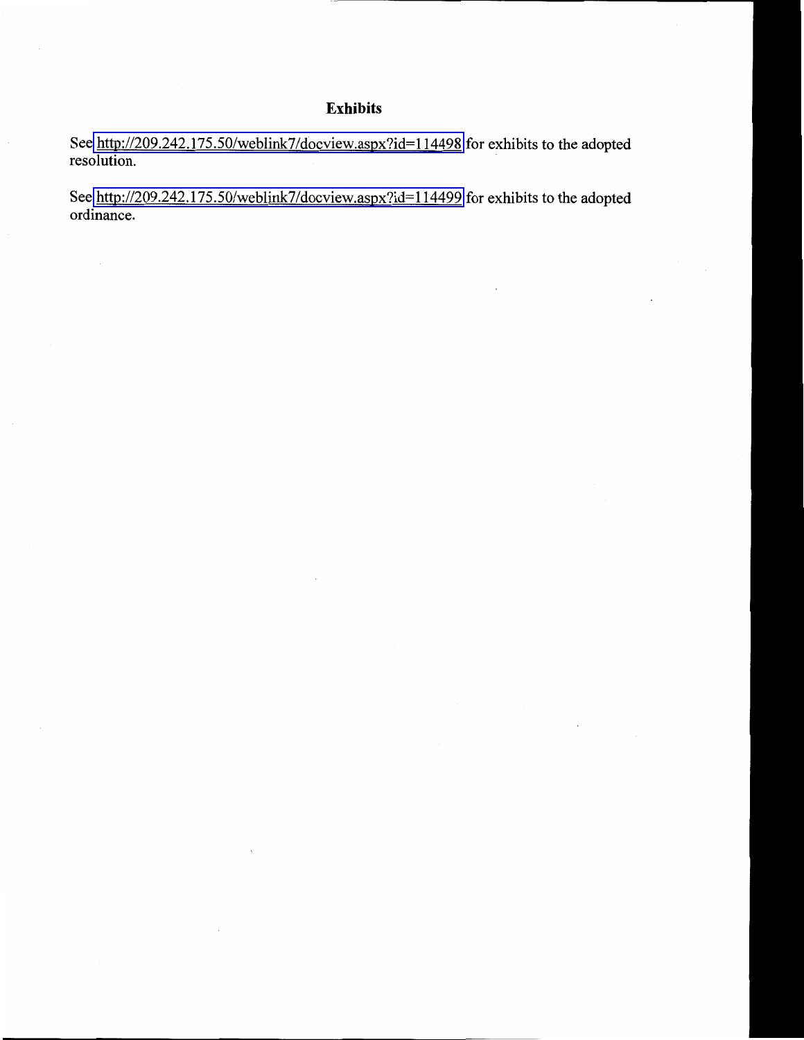## Exhibits

See http://209.242.175.50/weblink7/docview.aspx?id=114498 for exhibits to the adopted resolution.

See http://209.242.175.50/weblink7/docview.aspx?id=114499 for exhibits to the adopted ordinance.